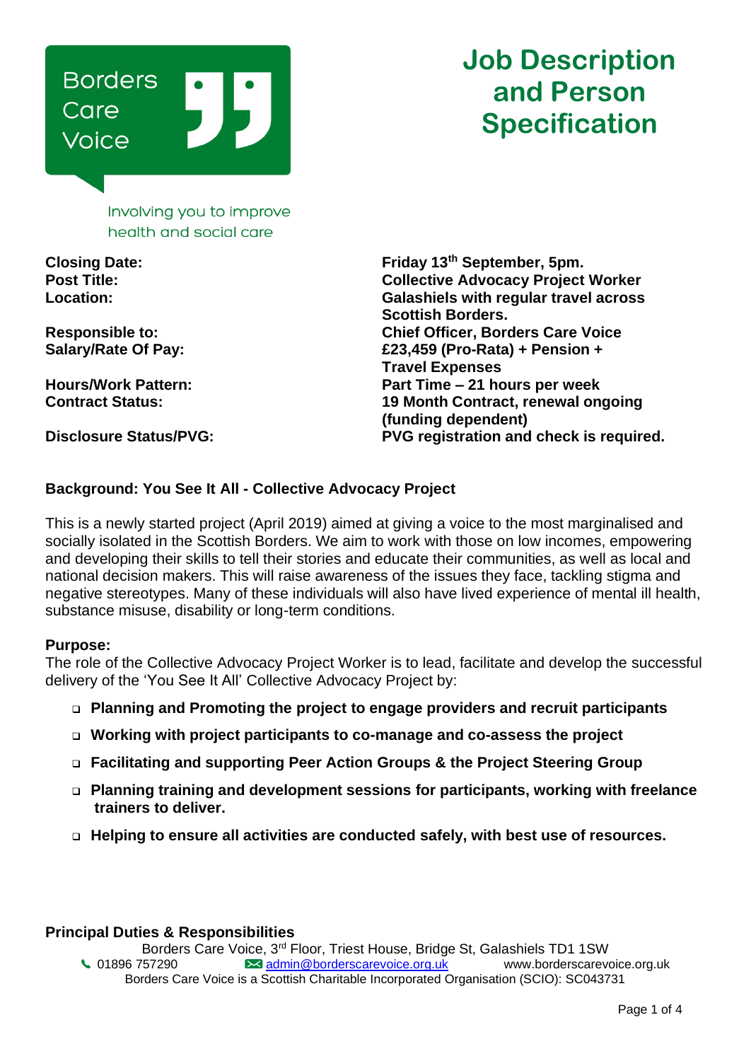Borders Care Voice

Involving you to improve health and social care

# Job Description and Person Specification

| | |
|---|---|
| **Closing Date:** | **Friday 13th September, 5pm.** |
| **Post Title:** | **Collective Advocacy Project Worker** |
| **Location:** | **Galashiels with regular travel across Scottish Borders.** |
| **Responsible to:** | **Chief Officer, Borders Care Voice** |
| **Salary/Rate Of Pay:** | **£23,459 (Pro-Rata) + Pension + Travel Expenses** |
| **Hours/Work Pattern:** | **Part Time – 21 hours per week** |
| **Contract Status:** | **19 Month Contract, renewal ongoing (funding dependent)** |
| **Disclosure Status/PVG:** | **PVG registration and check is required.** |

## Background: You See It All - Collective Advocacy Project

This is a newly started project (April 2019) aimed at giving a voice to the most marginalised and socially isolated in the Scottish Borders. We aim to work with those on low incomes, empowering and developing their skills to tell their stories and educate their communities, as well as local and national decision makers. This will raise awareness of the issues they face, tackling stigma and negative stereotypes. Many of these individuals will also have lived experience of mental ill health, substance misuse, disability or long-term conditions.

**Purpose:**

The role of the Collective Advocacy Project Worker is to lead, facilitate and develop the successful delivery of the 'You See It All' Collective Advocacy Project by:

- **Planning and Promoting the project to engage providers and recruit participants**
- **Working with project participants to co-manage and co-assess the project**
- **Facilitating and supporting Peer Action Groups & the Project Steering Group**
- **Planning training and development sessions for participants, working with freelance trainers to deliver.**
- **Helping to ensure all activities are conducted safely, with best use of resources.**

## Principal Duties & Responsibilities

Borders Care Voice, 3rd Floor, Triest House, Bridge St, Galashiels TD1 1SW
01896 757290 admin@borderscarevoice.org.uk www.borderscarevoice.org.uk
Borders Care Voice is a Scottish Charitable Incorporated Organisation (SCIO): SC043731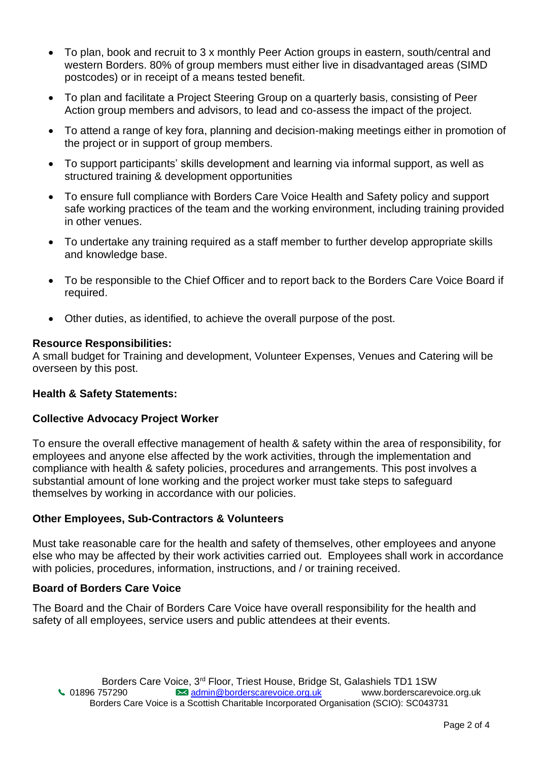- To plan, book and recruit to 3 x monthly Peer Action groups in eastern, south/central and western Borders. 80% of group members must either live in disadvantaged areas (SIMD postcodes) or in receipt of a means tested benefit.
- To plan and facilitate a Project Steering Group on a quarterly basis, consisting of Peer Action group members and advisors, to lead and co-assess the impact of the project.
- To attend a range of key fora, planning and decision-making meetings either in promotion of the project or in support of group members.
- To support participants' skills development and learning via informal support, as well as structured training & development opportunities
- To ensure full compliance with Borders Care Voice Health and Safety policy and support safe working practices of the team and the working environment, including training provided in other venues.
- To undertake any training required as a staff member to further develop appropriate skills and knowledge base.
- To be responsible to the Chief Officer and to report back to the Borders Care Voice Board if required.
- Other duties, as identified, to achieve the overall purpose of the post.

**Resource Responsibilities:**
A small budget for Training and development, Volunteer Expenses, Venues and Catering will be overseen by this post.

**Health & Safety Statements:**

**Collective Advocacy Project Worker**

To ensure the overall effective management of health & safety within the area of responsibility, for employees and anyone else affected by the work activities, through the implementation and compliance with health & safety policies, procedures and arrangements. This post involves a substantial amount of lone working and the project worker must take steps to safeguard themselves by working in accordance with our policies.

**Other Employees, Sub-Contractors & Volunteers**

Must take reasonable care for the health and safety of themselves, other employees and anyone else who may be affected by their work activities carried out. Employees shall work in accordance with policies, procedures, information, instructions, and / or training received.

**Board of Borders Care Voice**

The Board and the Chair of Borders Care Voice have overall responsibility for the health and safety of all employees, service users and public attendees at their events.

Borders Care Voice, 3rd Floor, Triest House, Bridge St, Galashiels TD1 1SW
01896 757290 admin@borderscarevoice.org.uk www.borderscarevoice.org.uk
Borders Care Voice is a Scottish Charitable Incorporated Organisation (SCIO): SC043731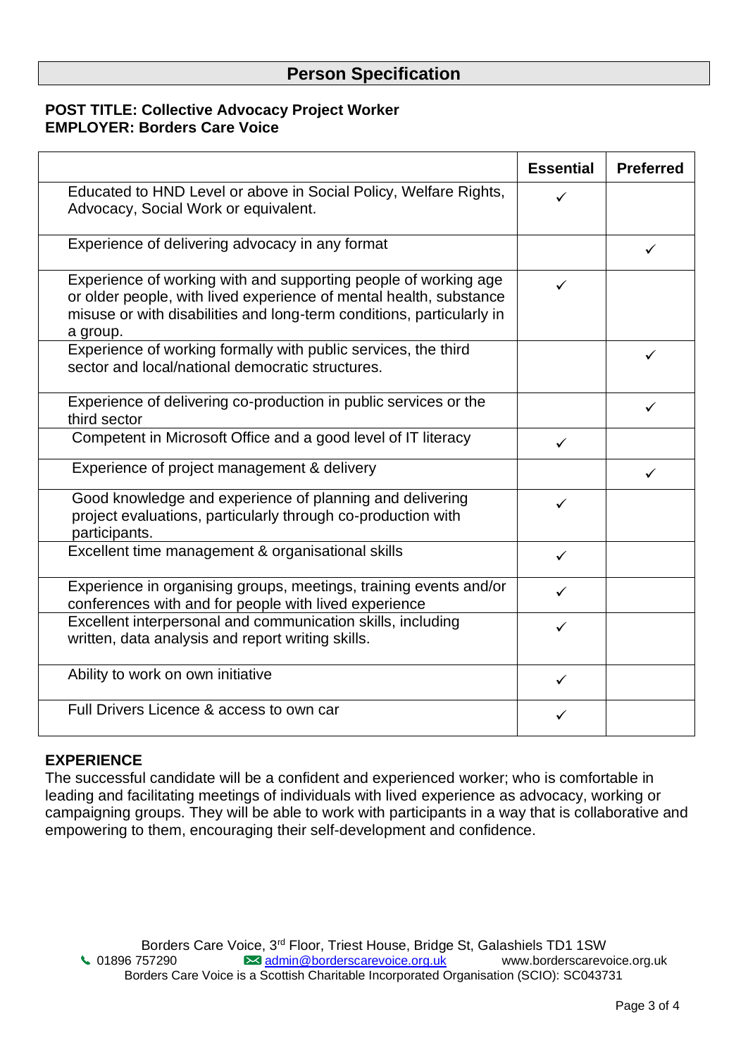# Person Specification

**POST TITLE: Collective Advocacy Project Worker**
**EMPLOYER: Borders Care Voice**

| | Essential | Preferred |
|---|---|---|
| Educated to HND Level or above in Social Policy, Welfare Rights, Advocacy, Social Work or equivalent. | ✓ | |
| Experience of delivering advocacy in any format | | ✓ |
| Experience of working with and supporting people of working age or older people, with lived experience of mental health, substance misuse or with disabilities and long-term conditions, particularly in a group. | ✓ | |
| Experience of working formally with public services, the third sector and local/national democratic structures. | | ✓ |
| Experience of delivering co-production in public services or the third sector | | ✓ |
| Competent in Microsoft Office and a good level of IT literacy | ✓ | |
| Experience of project management & delivery | | ✓ |
| Good knowledge and experience of planning and delivering project evaluations, particularly through co-production with participants. | ✓ | |
| Excellent time management & organisational skills | ✓ | |
| Experience in organising groups, meetings, training events and/or conferences with and for people with lived experience | ✓ | |
| Excellent interpersonal and communication skills, including written, data analysis and report writing skills. | ✓ | |
| Ability to work on own initiative | ✓ | |
| Full Drivers Licence & access to own car | ✓ | |

## EXPERIENCE

The successful candidate will be a confident and experienced worker; who is comfortable in leading and facilitating meetings of individuals with lived experience as advocacy, working or campaigning groups. They will be able to work with participants in a way that is collaborative and empowering to them, encouraging their self-development and confidence.

Borders Care Voice, 3rd Floor, Triest House, Bridge St, Galashiels TD1 1SW
01896 757290 admin@borderscarevoice.org.uk www.borderscarevoice.org.uk
Borders Care Voice is a Scottish Charitable Incorporated Organisation (SCIO): SC043731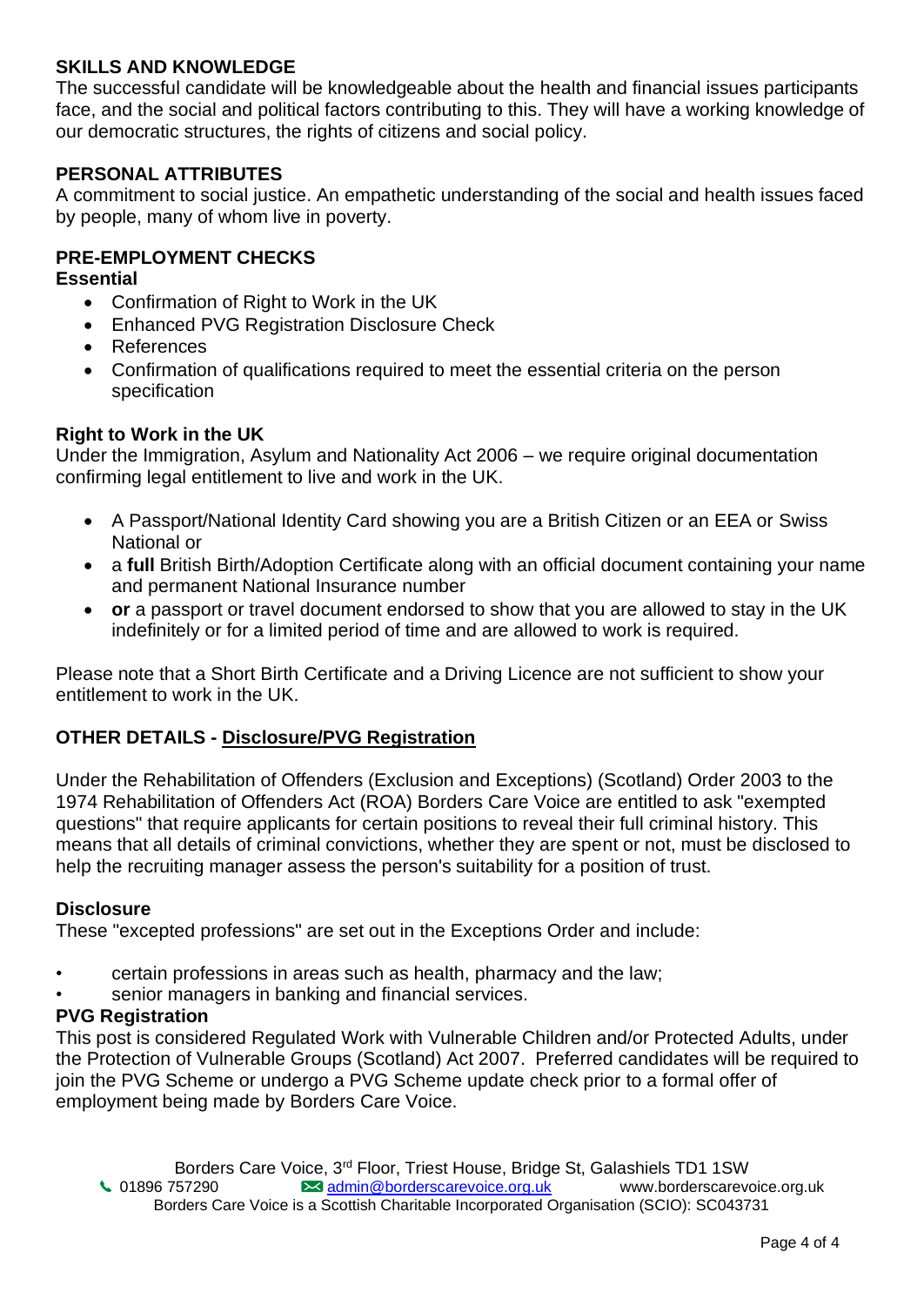## SKILLS AND KNOWLEDGE

The successful candidate will be knowledgeable about the health and financial issues participants face, and the social and political factors contributing to this. They will have a working knowledge of our democratic structures, the rights of citizens and social policy.

## PERSONAL ATTRIBUTES

A commitment to social justice. An empathetic understanding of the social and health issues faced by people, many of whom live in poverty.

## PRE-EMPLOYMENT CHECKS

**Essential**

- Confirmation of Right to Work in the UK
- Enhanced PVG Registration Disclosure Check
- References
- Confirmation of qualifications required to meet the essential criteria on the person specification

### Right to Work in the UK

Under the Immigration, Asylum and Nationality Act 2006 – we require original documentation confirming legal entitlement to live and work in the UK.

- A Passport/National Identity Card showing you are a British Citizen or an EEA or Swiss National or
- a **full** British Birth/Adoption Certificate along with an official document containing your name and permanent National Insurance number
- **or** a passport or travel document endorsed to show that you are allowed to stay in the UK indefinitely or for a limited period of time and are allowed to work is required.

Please note that a Short Birth Certificate and a Driving Licence are not sufficient to show your entitlement to work in the UK.

## OTHER DETAILS - Disclosure/PVG Registration

Under the Rehabilitation of Offenders (Exclusion and Exceptions) (Scotland) Order 2003 to the 1974 Rehabilitation of Offenders Act (ROA) Borders Care Voice are entitled to ask "exempted questions" that require applicants for certain positions to reveal their full criminal history. This means that all details of criminal convictions, whether they are spent or not, must be disclosed to help the recruiting manager assess the person's suitability for a position of trust.

### Disclosure

These "excepted professions" are set out in the Exceptions Order and include:

- certain professions in areas such as health, pharmacy and the law;
- senior managers in banking and financial services.

### PVG Registration

This post is considered Regulated Work with Vulnerable Children and/or Protected Adults, under the Protection of Vulnerable Groups (Scotland) Act 2007. Preferred candidates will be required to join the PVG Scheme or undergo a PVG Scheme update check prior to a formal offer of employment being made by Borders Care Voice.

Borders Care Voice, 3rd Floor, Triest House, Bridge St, Galashiels TD1 1SW
01896 757290 admin@borderscarevoice.org.uk www.borderscarevoice.org.uk
Borders Care Voice is a Scottish Charitable Incorporated Organisation (SCIO): SC043731